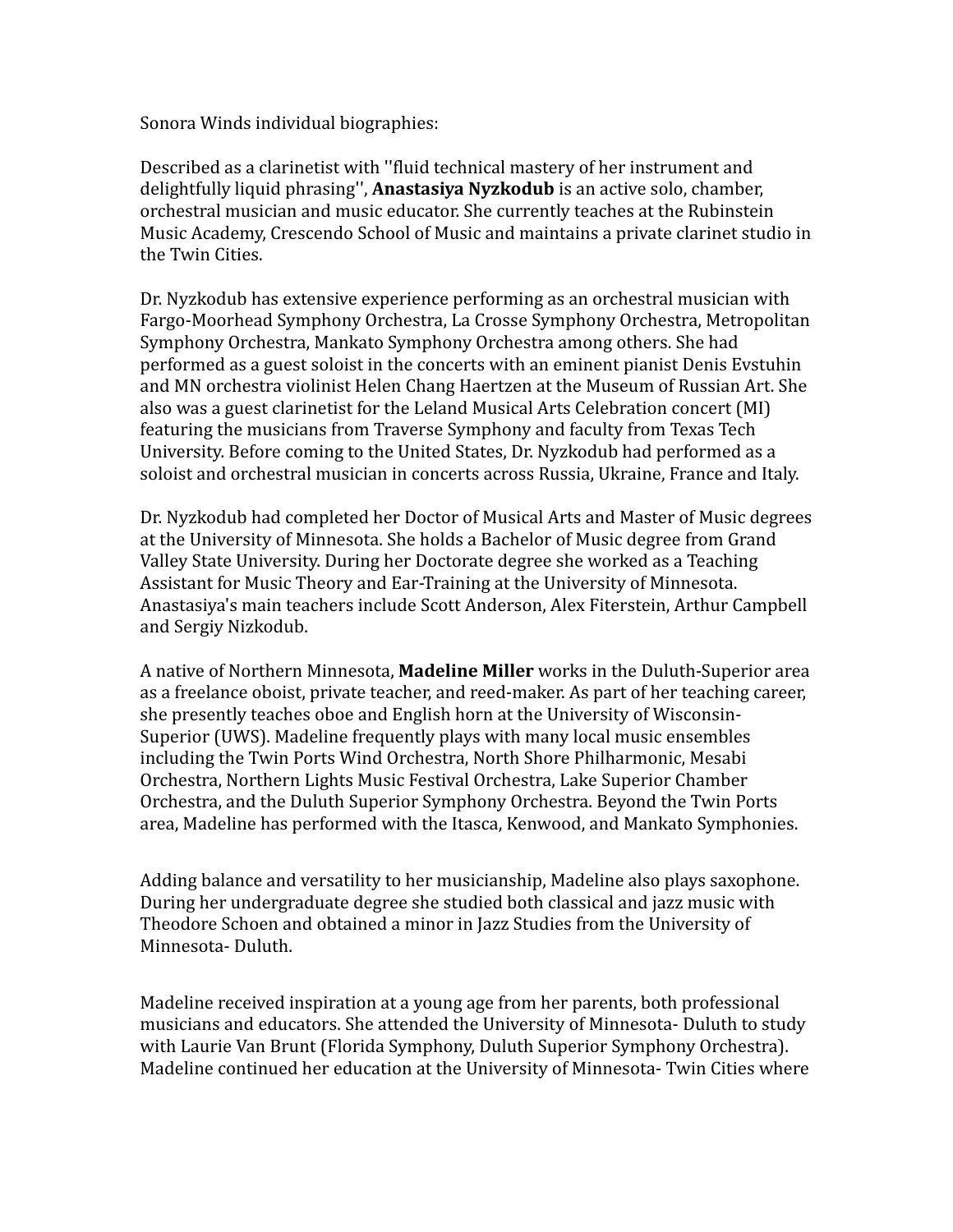Sonora Winds individual biographies:

Described as a clarinetist with ''fluid technical mastery of her instrument and delightfully liquid phrasing'', **Anastasiya Nyzkodub** is an active solo, chamber, orchestral musician and music educator. She currently teaches at the Rubinstein Music Academy, Crescendo School of Music and maintains a private clarinet studio in the Twin Cities.

Dr. Nyzkodub has extensive experience performing as an orchestral musician with Fargo-Moorhead Symphony Orchestra, La Crosse Symphony Orchestra, Metropolitan Symphony Orchestra, Mankato Symphony Orchestra among others. She had performed as a guest soloist in the concerts with an eminent pianist Denis Evstuhin and MN orchestra violinist Helen Chang Haertzen at the Museum of Russian Art. She also was a guest clarinetist for the Leland Musical Arts Celebration concert (MI) featuring the musicians from Traverse Symphony and faculty from Texas Tech University. Before coming to the United States, Dr. Nyzkodub had performed as a soloist and orchestral musician in concerts across Russia, Ukraine, France and Italy.

Dr. Nyzkodub had completed her Doctor of Musical Arts and Master of Music degrees at the University of Minnesota. She holds a Bachelor of Music degree from Grand Valley State University. During her Doctorate degree she worked as a Teaching Assistant for Music Theory and Ear-Training at the University of Minnesota. Anastasiya's main teachers include Scott Anderson, Alex Fiterstein, Arthur Campbell and Sergiy Nizkodub.

A native of Northern Minnesota, **Madeline Miller** works in the Duluth-Superior area as a freelance oboist, private teacher, and reed-maker. As part of her teaching career, she presently teaches oboe and English horn at the University of Wisconsin-Superior (UWS). Madeline frequently plays with many local music ensembles including the Twin Ports Wind Orchestra, North Shore Philharmonic, Mesabi Orchestra, Northern Lights Music Festival Orchestra, Lake Superior Chamber Orchestra, and the Duluth Superior Symphony Orchestra. Beyond the Twin Ports area, Madeline has performed with the Itasca, Kenwood, and Mankato Symphonies.

Adding balance and versatility to her musicianship, Madeline also plays saxophone. During her undergraduate degree she studied both classical and jazz music with Theodore Schoen and obtained a minor in Jazz Studies from the University of Minnesota- Duluth.

Madeline received inspiration at a young age from her parents, both professional musicians and educators. She attended the University of Minnesota- Duluth to study with Laurie Van Brunt (Florida Symphony, Duluth Superior Symphony Orchestra). Madeline continued her education at the University of Minnesota- Twin Cities where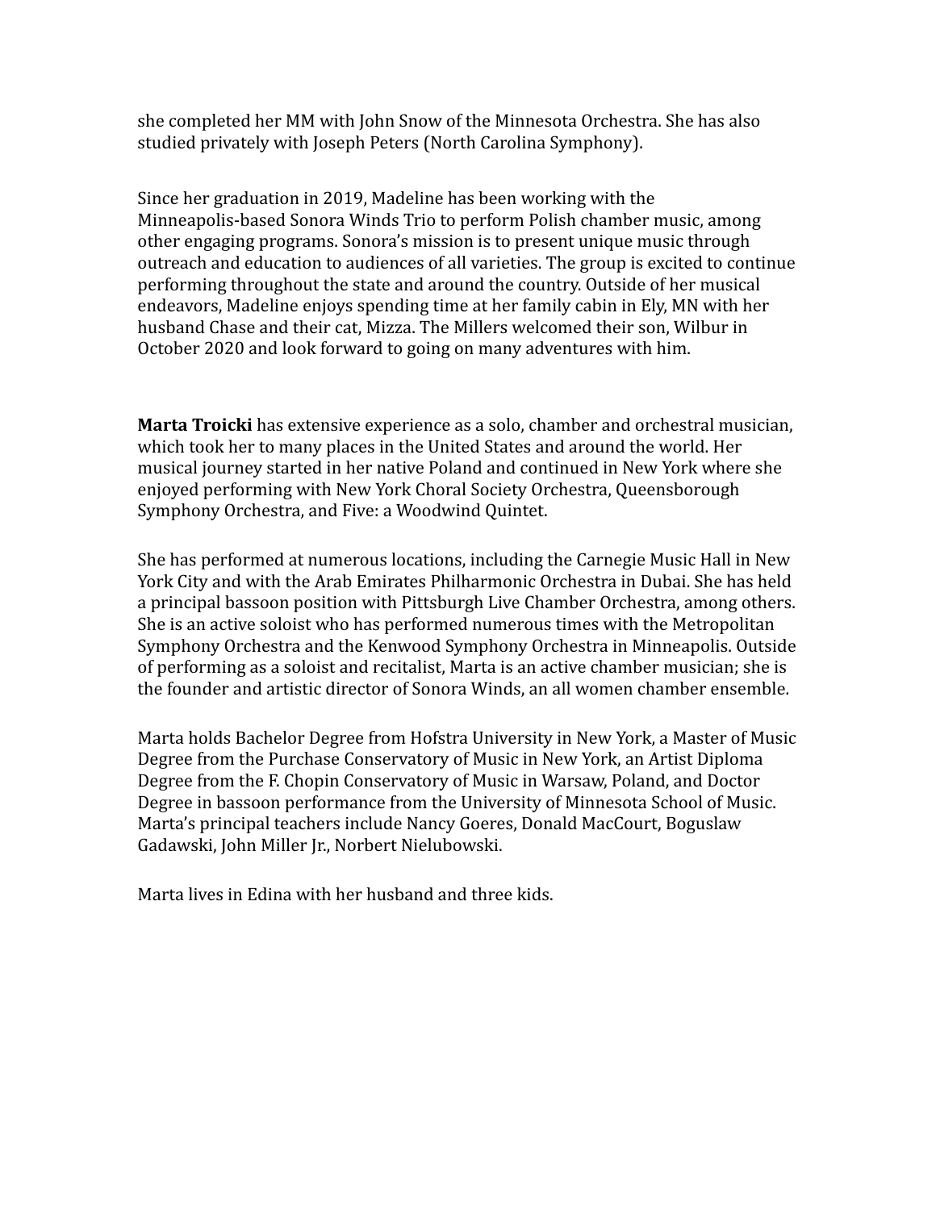she completed her MM with John Snow of the Minnesota Orchestra. She has also studied privately with Joseph Peters (North Carolina Symphony).

Since her graduation in 2019, Madeline has been working with the Minneapolis-based Sonora Winds Trio to perform Polish chamber music, among other engaging programs. Sonora's mission is to present unique music through outreach and education to audiences of all varieties. The group is excited to continue performing throughout the state and around the country. Outside of her musical endeavors, Madeline enjoys spending time at her family cabin in Ely, MN with her husband Chase and their cat, Mizza. The Millers welcomed their son, Wilbur in October 2020 and look forward to going on many adventures with him.

**Marta Troicki** has extensive experience as a solo, chamber and orchestral musician, which took her to many places in the United States and around the world. Her musical journey started in her native Poland and continued in New York where she enjoyed performing with New York Choral Society Orchestra, Queensborough Symphony Orchestra, and Five: a Woodwind Quintet.

She has performed at numerous locations, including the Carnegie Music Hall in New York City and with the Arab Emirates Philharmonic Orchestra in Dubai. She has held a principal bassoon position with Pittsburgh Live Chamber Orchestra, among others. She is an active soloist who has performed numerous times with the Metropolitan Symphony Orchestra and the Kenwood Symphony Orchestra in Minneapolis. Outside of performing as a soloist and recitalist, Marta is an active chamber musician; she is the founder and artistic director of Sonora Winds, an all women chamber ensemble.

Marta holds Bachelor Degree from Hofstra University in New York, a Master of Music Degree from the Purchase Conservatory of Music in New York, an Artist Diploma Degree from the F. Chopin Conservatory of Music in Warsaw, Poland, and Doctor Degree in bassoon performance from the University of Minnesota School of Music. Marta's principal teachers include Nancy Goeres, Donald MacCourt, Boguslaw Gadawski, John Miller Jr., Norbert Nielubowski.

Marta lives in Edina with her husband and three kids.